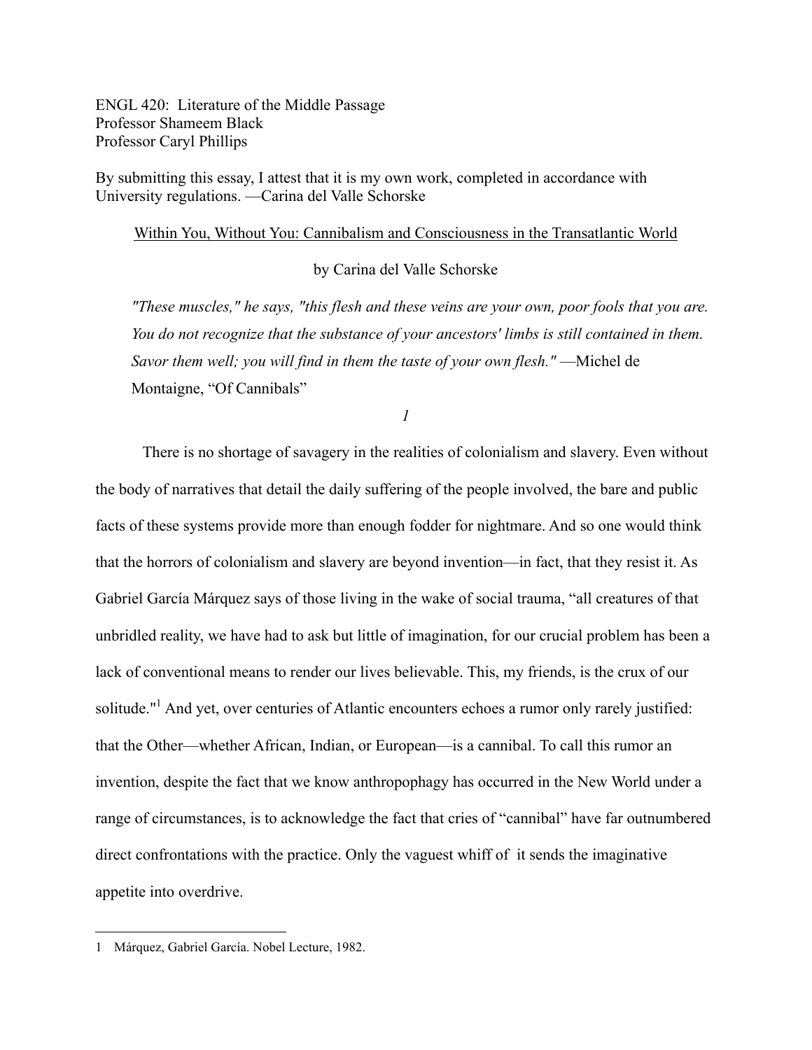ENGL 420: Literature of the Middle Passage
Professor Shameem Black
Professor Caryl Phillips

By submitting this essay, I attest that it is my own work, completed in accordance with University regulations. —Carina del Valle Schorske

# Within You, Without You: Cannibalism and Consciousness in the Transatlantic World

by Carina del Valle Schorske

> *"These muscles," he says, "this flesh and these veins are your own, poor fools that you are. You do not recognize that the substance of your ancestors' limbs is still contained in them. Savor them well; you will find in them the taste of your own flesh."* —Michel de Montaigne, "Of Cannibals"

*1*

There is no shortage of savagery in the realities of colonialism and slavery. Even without the body of narratives that detail the daily suffering of the people involved, the bare and public facts of these systems provide more than enough fodder for nightmare. And so one would think that the horrors of colonialism and slavery are beyond invention—in fact, that they resist it. As Gabriel García Márquez says of those living in the wake of social trauma, "all creatures of that unbridled reality, we have had to ask but little of imagination, for our crucial problem has been a lack of conventional means to render our lives believable. This, my friends, is the crux of our solitude."[1] And yet, over centuries of Atlantic encounters echoes a rumor only rarely justified: that the Other—whether African, Indian, or European—is a cannibal. To call this rumor an invention, despite the fact that we know anthropophagy has occurred in the New World under a range of circumstances, is to acknowledge the fact that cries of "cannibal" have far outnumbered direct confrontations with the practice. Only the vaguest whiff of it sends the imaginative appetite into overdrive.

---

1 Márquez, Gabriel García. Nobel Lecture, 1982.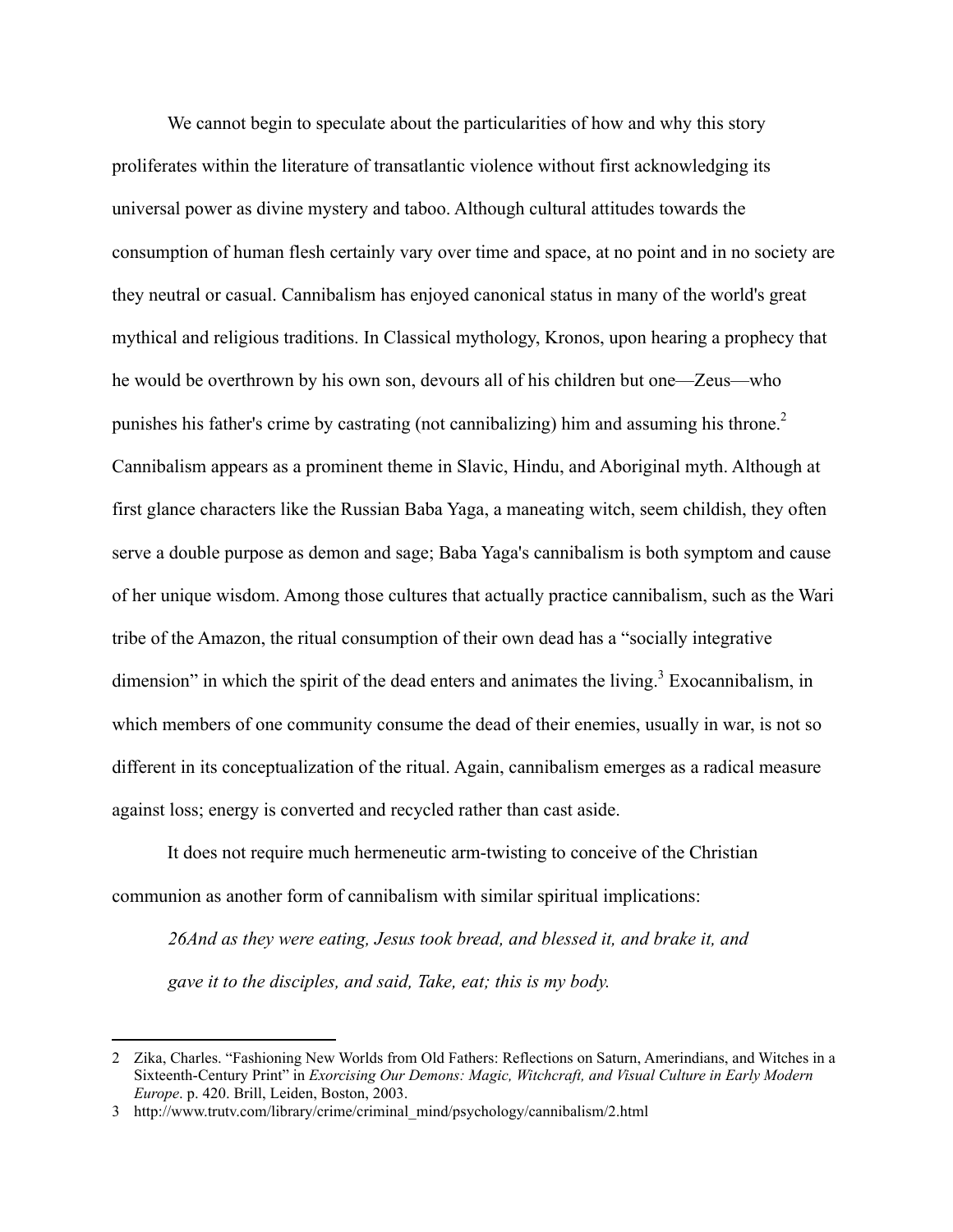We cannot begin to speculate about the particularities of how and why this story proliferates within the literature of transatlantic violence without first acknowledging its universal power as divine mystery and taboo. Although cultural attitudes towards the consumption of human flesh certainly vary over time and space, at no point and in no society are they neutral or casual. Cannibalism has enjoyed canonical status in many of the world's great mythical and religious traditions. In Classical mythology, Kronos, upon hearing a prophecy that he would be overthrown by his own son, devours all of his children but one—Zeus—who punishes his father's crime by castrating (not cannibalizing) him and assuming his throne.[2] Cannibalism appears as a prominent theme in Slavic, Hindu, and Aboriginal myth. Although at first glance characters like the Russian Baba Yaga, a maneating witch, seem childish, they often serve a double purpose as demon and sage; Baba Yaga's cannibalism is both symptom and cause of her unique wisdom. Among those cultures that actually practice cannibalism, such as the Wari tribe of the Amazon, the ritual consumption of their own dead has a "socially integrative dimension" in which the spirit of the dead enters and animates the living.[3] Exocannibalism, in which members of one community consume the dead of their enemies, usually in war, is not so different in its conceptualization of the ritual. Again, cannibalism emerges as a radical measure against loss; energy is converted and recycled rather than cast aside.

It does not require much hermeneutic arm-twisting to conceive of the Christian communion as another form of cannibalism with similar spiritual implications:

> *26And as they were eating, Jesus took bread, and blessed it, and brake it, and gave it to the disciples, and said, Take, eat; this is my body.*

---

2 Zika, Charles. "Fashioning New Worlds from Old Fathers: Reflections on Saturn, Amerindians, and Witches in a Sixteenth-Century Print" in *Exorcising Our Demons: Magic, Witchcraft, and Visual Culture in Early Modern Europe*. p. 420. Brill, Leiden, Boston, 2003.

3 http://www.trutv.com/library/crime/criminal_mind/psychology/cannibalism/2.html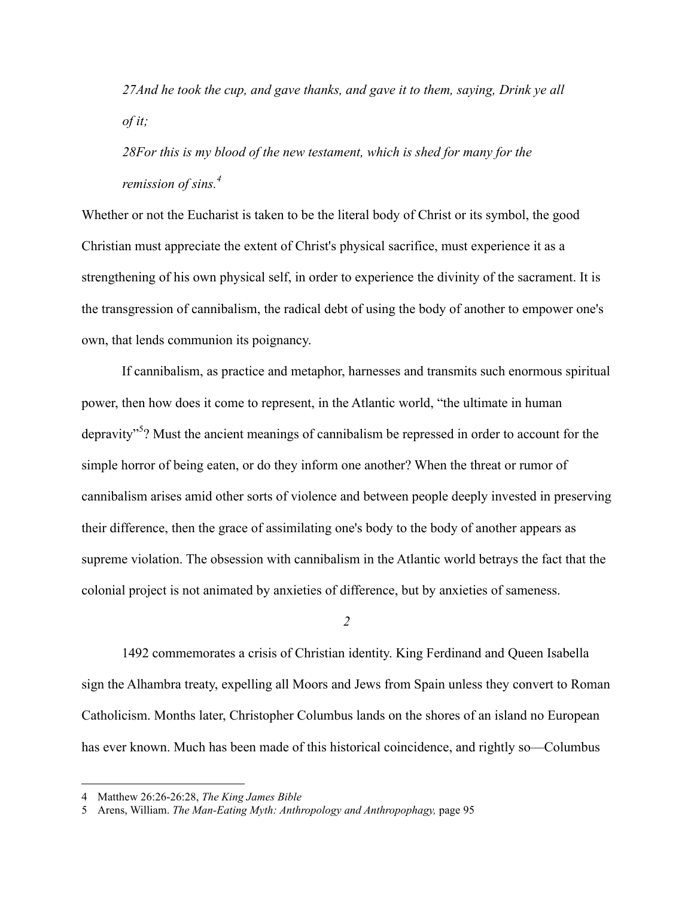*27And he took the cup, and gave thanks, and gave it to them, saying, Drink ye all of it;*

*28For this is my blood of the new testament, which is shed for many for the remission of sins.*[4]

Whether or not the Eucharist is taken to be the literal body of Christ or its symbol, the good Christian must appreciate the extent of Christ's physical sacrifice, must experience it as a strengthening of his own physical self, in order to experience the divinity of the sacrament. It is the transgression of cannibalism, the radical debt of using the body of another to empower one's own, that lends communion its poignancy.

If cannibalism, as practice and metaphor, harnesses and transmits such enormous spiritual power, then how does it come to represent, in the Atlantic world, "the ultimate in human depravity"[5]? Must the ancient meanings of cannibalism be repressed in order to account for the simple horror of being eaten, or do they inform one another? When the threat or rumor of cannibalism arises amid other sorts of violence and between people deeply invested in preserving their difference, then the grace of assimilating one's body to the body of another appears as supreme violation. The obsession with cannibalism in the Atlantic world betrays the fact that the colonial project is not animated by anxieties of difference, but by anxieties of sameness.

*2*

1492 commemorates a crisis of Christian identity. King Ferdinand and Queen Isabella sign the Alhambra treaty, expelling all Moors and Jews from Spain unless they convert to Roman Catholicism. Months later, Christopher Columbus lands on the shores of an island no European has ever known. Much has been made of this historical coincidence, and rightly so—Columbus

---

4 Matthew 26:26-26:28, *The King James Bible*

5 Arens, William. *The Man-Eating Myth: Anthropology and Anthropophagy,* page 95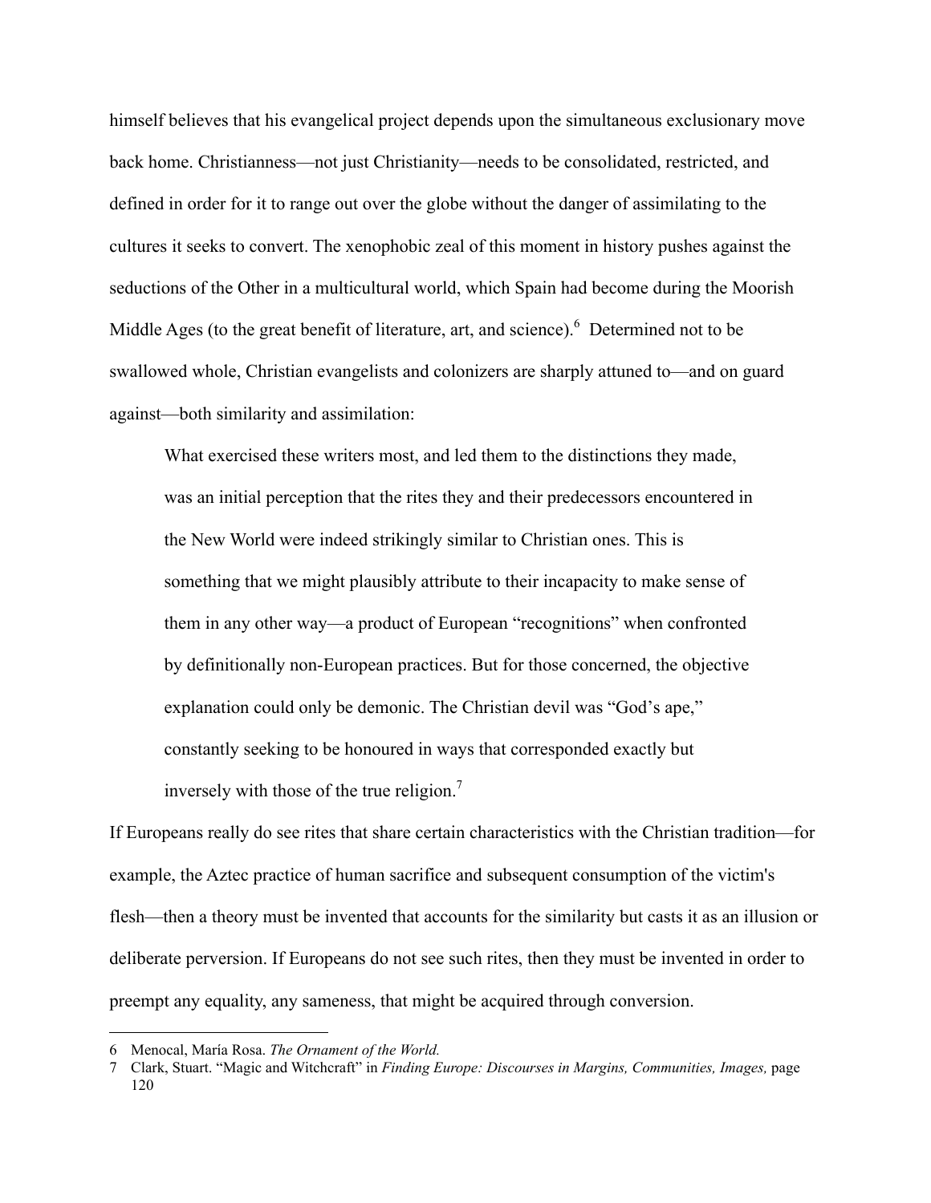himself believes that his evangelical project depends upon the simultaneous exclusionary move back home. Christianness—not just Christianity—needs to be consolidated, restricted, and defined in order for it to range out over the globe without the danger of assimilating to the cultures it seeks to convert. The xenophobic zeal of this moment in history pushes against the seductions of the Other in a multicultural world, which Spain had become during the Moorish Middle Ages (to the great benefit of literature, art, and science).[6] Determined not to be swallowed whole, Christian evangelists and colonizers are sharply attuned to—and on guard against—both similarity and assimilation:

> What exercised these writers most, and led them to the distinctions they made, was an initial perception that the rites they and their predecessors encountered in the New World were indeed strikingly similar to Christian ones. This is something that we might plausibly attribute to their incapacity to make sense of them in any other way—a product of European "recognitions" when confronted by definitionally non-European practices. But for those concerned, the objective explanation could only be demonic. The Christian devil was "God's ape," constantly seeking to be honoured in ways that corresponded exactly but inversely with those of the true religion.[7]

If Europeans really do see rites that share certain characteristics with the Christian tradition—for example, the Aztec practice of human sacrifice and subsequent consumption of the victim's flesh—then a theory must be invented that accounts for the similarity but casts it as an illusion or deliberate perversion. If Europeans do not see such rites, then they must be invented in order to preempt any equality, any sameness, that might be acquired through conversion.

---

6 Menocal, María Rosa. *The Ornament of the World.*

7 Clark, Stuart. "Magic and Witchcraft" in *Finding Europe: Discourses in Margins, Communities, Images,* page 120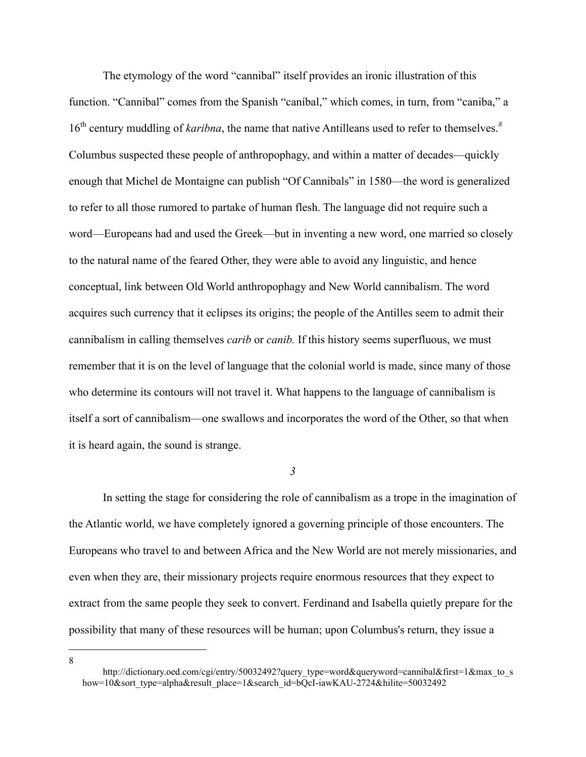The etymology of the word "cannibal" itself provides an ironic illustration of this function. "Cannibal" comes from the Spanish "caníbal," which comes, in turn, from "caniba," a 16th century muddling of *karibna*, the name that native Antilleans used to refer to themselves.[8] Columbus suspected these people of anthropophagy, and within a matter of decades—quickly enough that Michel de Montaigne can publish "Of Cannibals" in 1580—the word is generalized to refer to all those rumored to partake of human flesh. The language did not require such a word—Europeans had and used the Greek—but in inventing a new word, one married so closely to the natural name of the feared Other, they were able to avoid any linguistic, and hence conceptual, link between Old World anthropophagy and New World cannibalism. The word acquires such currency that it eclipses its origins; the people of the Antilles seem to admit their cannibalism in calling themselves *carib* or *canib.* If this history seems superfluous, we must remember that it is on the level of language that the colonial world is made, since many of those who determine its contours will not travel it. What happens to the language of cannibalism is itself a sort of cannibalism—one swallows and incorporates the word of the Other, so that when it is heard again, the sound is strange.

*3*

In setting the stage for considering the role of cannibalism as a trope in the imagination of the Atlantic world, we have completely ignored a governing principle of those encounters. The Europeans who travel to and between Africa and the New World are not merely missionaries, and even when they are, their missionary projects require enormous resources that they expect to extract from the same people they seek to convert. Ferdinand and Isabella quietly prepare for the possibility that many of these resources will be human; upon Columbus's return, they issue a

---

8 http://dictionary.oed.com/cgi/entry/50032492?query_type=word&queryword=cannibal&first=1&max_to_show=10&sort_type=alpha&result_place=1&search_id=bQcI-iawKAU-2724&hilite=50032492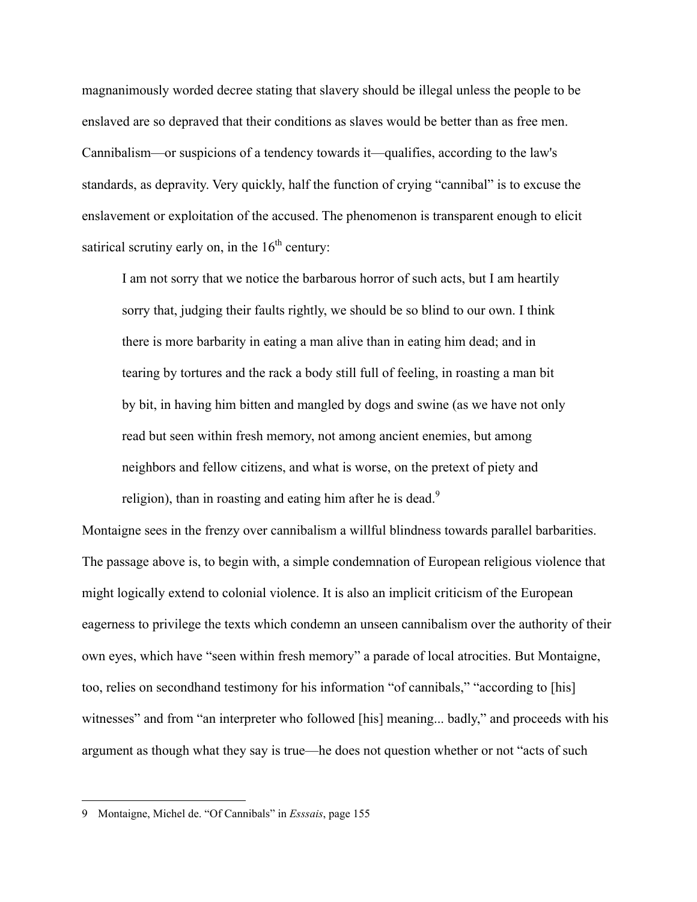magnanimously worded decree stating that slavery should be illegal unless the people to be enslaved are so depraved that their conditions as slaves would be better than as free men. Cannibalism—or suspicions of a tendency towards it—qualifies, according to the law's standards, as depravity. Very quickly, half the function of crying "cannibal" is to excuse the enslavement or exploitation of the accused. The phenomenon is transparent enough to elicit satirical scrutiny early on, in the 16th century:

> I am not sorry that we notice the barbarous horror of such acts, but I am heartily sorry that, judging their faults rightly, we should be so blind to our own. I think there is more barbarity in eating a man alive than in eating him dead; and in tearing by tortures and the rack a body still full of feeling, in roasting a man bit by bit, in having him bitten and mangled by dogs and swine (as we have not only read but seen within fresh memory, not among ancient enemies, but among neighbors and fellow citizens, and what is worse, on the pretext of piety and religion), than in roasting and eating him after he is dead.[9]

Montaigne sees in the frenzy over cannibalism a willful blindness towards parallel barbarities. The passage above is, to begin with, a simple condemnation of European religious violence that might logically extend to colonial violence. It is also an implicit criticism of the European eagerness to privilege the texts which condemn an unseen cannibalism over the authority of their own eyes, which have "seen within fresh memory" a parade of local atrocities. But Montaigne, too, relies on secondhand testimony for his information "of cannibals," "according to [his] witnesses" and from "an interpreter who followed [his] meaning... badly," and proceeds with his argument as though what they say is true—he does not question whether or not "acts of such

---

9 Montaigne, Michel de. "Of Cannibals" in *Esssais*, page 155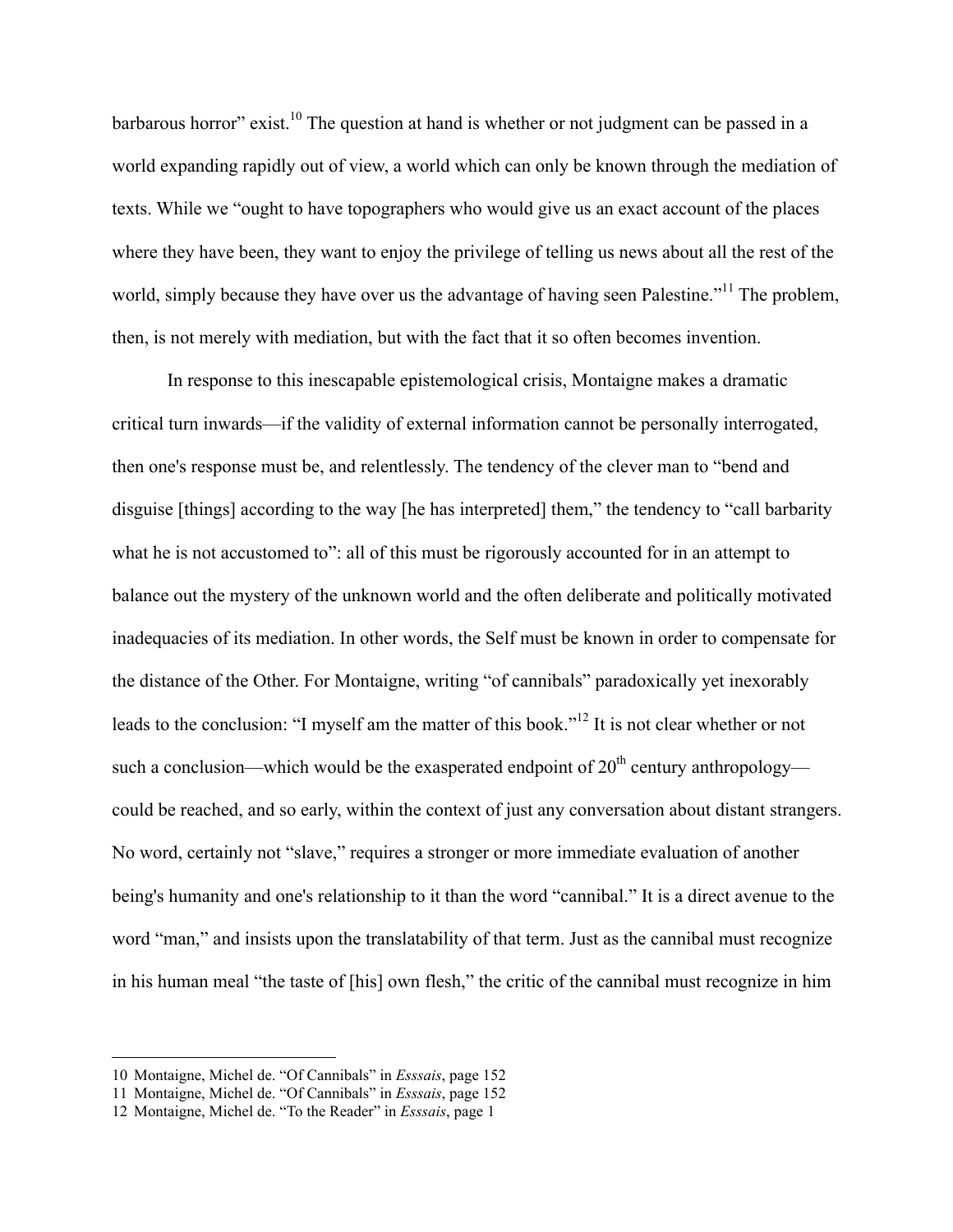barbarous horror" exist.[10] The question at hand is whether or not judgment can be passed in a world expanding rapidly out of view, a world which can only be known through the mediation of texts. While we "ought to have topographers who would give us an exact account of the places where they have been, they want to enjoy the privilege of telling us news about all the rest of the world, simply because they have over us the advantage of having seen Palestine."[11] The problem, then, is not merely with mediation, but with the fact that it so often becomes invention.

In response to this inescapable epistemological crisis, Montaigne makes a dramatic critical turn inwards—if the validity of external information cannot be personally interrogated, then one's response must be, and relentlessly. The tendency of the clever man to "bend and disguise [things] according to the way [he has interpreted] them," the tendency to "call barbarity what he is not accustomed to": all of this must be rigorously accounted for in an attempt to balance out the mystery of the unknown world and the often deliberate and politically motivated inadequacies of its mediation. In other words, the Self must be known in order to compensate for the distance of the Other. For Montaigne, writing "of cannibals" paradoxically yet inexorably leads to the conclusion: "I myself am the matter of this book."[12] It is not clear whether or not such a conclusion—which would be the exasperated endpoint of 20th century anthropology—could be reached, and so early, within the context of just any conversation about distant strangers. No word, certainly not "slave," requires a stronger or more immediate evaluation of another being's humanity and one's relationship to it than the word "cannibal." It is a direct avenue to the word "man," and insists upon the translatability of that term. Just as the cannibal must recognize in his human meal "the taste of [his] own flesh," the critic of the cannibal must recognize in him

---

10 Montaigne, Michel de. "Of Cannibals" in *Esssais*, page 152

11 Montaigne, Michel de. "Of Cannibals" in *Esssais*, page 152

12 Montaigne, Michel de. "To the Reader" in *Esssais*, page 1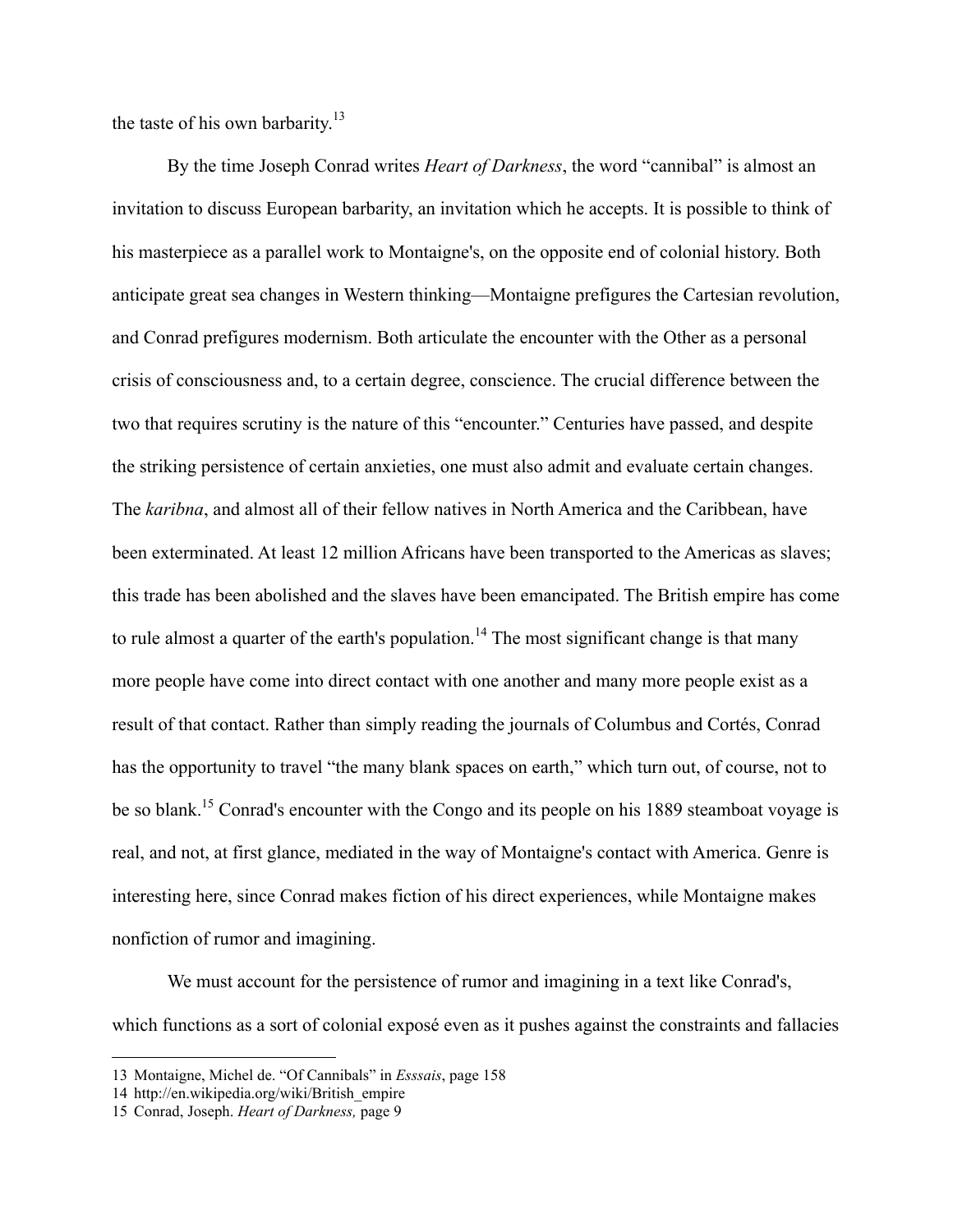the taste of his own barbarity.[13]

By the time Joseph Conrad writes *Heart of Darkness*, the word "cannibal" is almost an invitation to discuss European barbarity, an invitation which he accepts. It is possible to think of his masterpiece as a parallel work to Montaigne's, on the opposite end of colonial history. Both anticipate great sea changes in Western thinking—Montaigne prefigures the Cartesian revolution, and Conrad prefigures modernism. Both articulate the encounter with the Other as a personal crisis of consciousness and, to a certain degree, conscience. The crucial difference between the two that requires scrutiny is the nature of this "encounter." Centuries have passed, and despite the striking persistence of certain anxieties, one must also admit and evaluate certain changes. The *karibna*, and almost all of their fellow natives in North America and the Caribbean, have been exterminated. At least 12 million Africans have been transported to the Americas as slaves; this trade has been abolished and the slaves have been emancipated. The British empire has come to rule almost a quarter of the earth's population.[14] The most significant change is that many more people have come into direct contact with one another and many more people exist as a result of that contact. Rather than simply reading the journals of Columbus and Cortés, Conrad has the opportunity to travel "the many blank spaces on earth," which turn out, of course, not to be so blank.[15] Conrad's encounter with the Congo and its people on his 1889 steamboat voyage is real, and not, at first glance, mediated in the way of Montaigne's contact with America. Genre is interesting here, since Conrad makes fiction of his direct experiences, while Montaigne makes nonfiction of rumor and imagining.

We must account for the persistence of rumor and imagining in a text like Conrad's, which functions as a sort of colonial exposé even as it pushes against the constraints and fallacies

---

13 Montaigne, Michel de. "Of Cannibals" in *Esssais*, page 158

14 http://en.wikipedia.org/wiki/British_empire

15 Conrad, Joseph. *Heart of Darkness,* page 9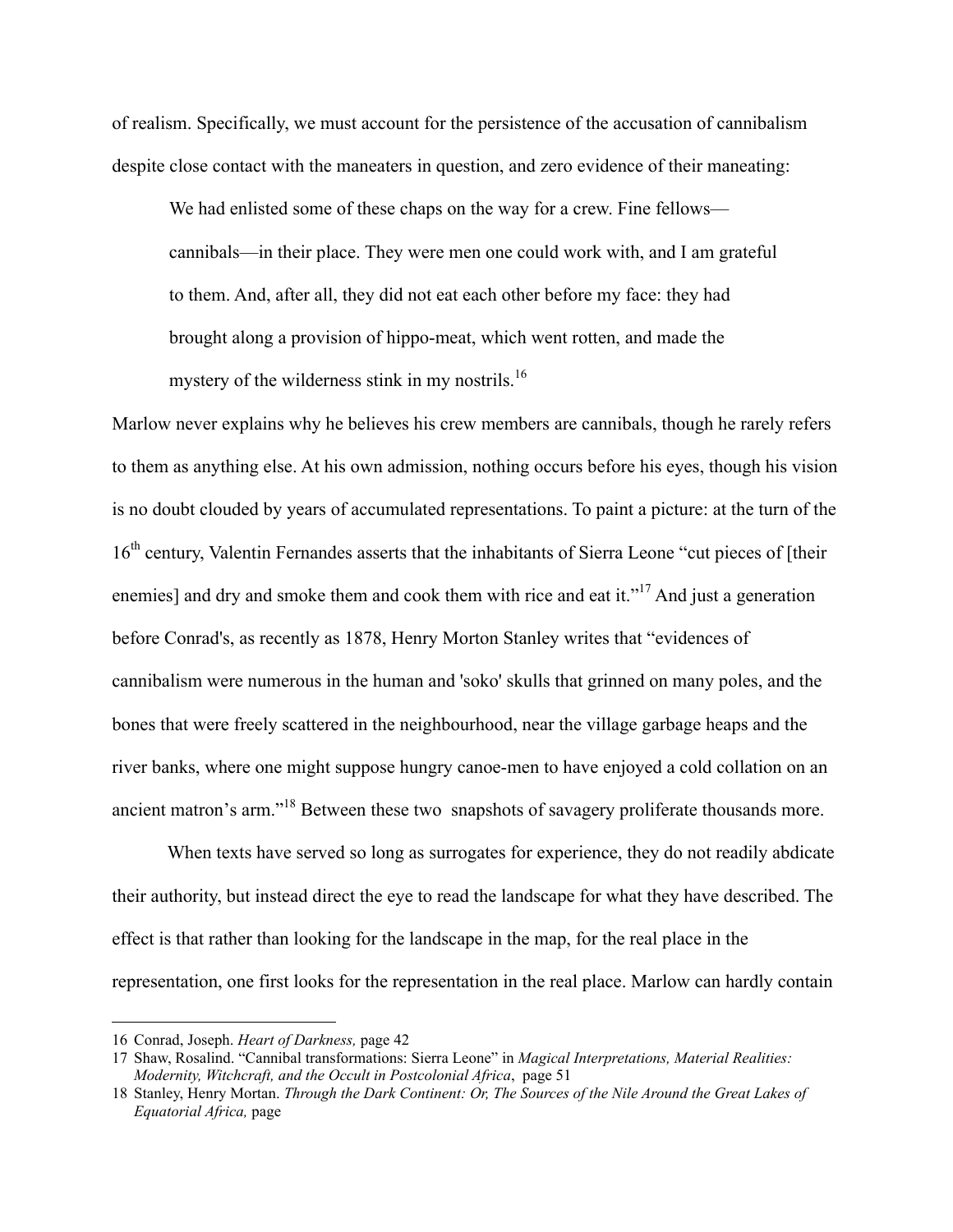of realism. Specifically, we must account for the persistence of the accusation of cannibalism despite close contact with the maneaters in question, and zero evidence of their maneating:

> We had enlisted some of these chaps on the way for a crew. Fine fellows—cannibals—in their place. They were men one could work with, and I am grateful to them. And, after all, they did not eat each other before my face: they had brought along a provision of hippo-meat, which went rotten, and made the mystery of the wilderness stink in my nostrils.[16]

Marlow never explains why he believes his crew members are cannibals, though he rarely refers to them as anything else. At his own admission, nothing occurs before his eyes, though his vision is no doubt clouded by years of accumulated representations. To paint a picture: at the turn of the 16th century, Valentin Fernandes asserts that the inhabitants of Sierra Leone "cut pieces of [their enemies] and dry and smoke them and cook them with rice and eat it."[17] And just a generation before Conrad's, as recently as 1878, Henry Morton Stanley writes that "evidences of cannibalism were numerous in the human and 'soko' skulls that grinned on many poles, and the bones that were freely scattered in the neighbourhood, near the village garbage heaps and the river banks, where one might suppose hungry canoe-men to have enjoyed a cold collation on an ancient matron's arm."[18] Between these two snapshots of savagery proliferate thousands more.

When texts have served so long as surrogates for experience, they do not readily abdicate their authority, but instead direct the eye to read the landscape for what they have described. The effect is that rather than looking for the landscape in the map, for the real place in the representation, one first looks for the representation in the real place. Marlow can hardly contain

---

16 Conrad, Joseph. *Heart of Darkness,* page 42

17 Shaw, Rosalind. "Cannibal transformations: Sierra Leone" in *Magical Interpretations, Material Realities: Modernity, Witchcraft, and the Occult in Postcolonial Africa*, page 51

18 Stanley, Henry Mortan. *Through the Dark Continent: Or, The Sources of the Nile Around the Great Lakes of Equatorial Africa,* page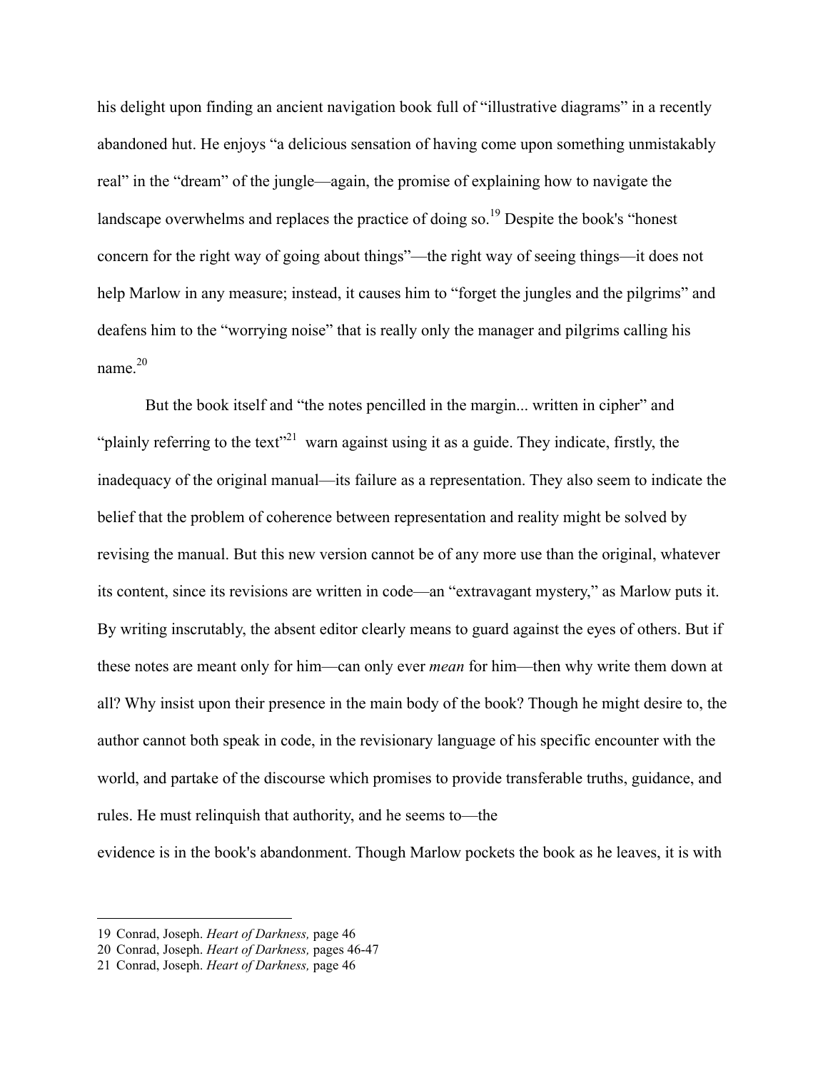his delight upon finding an ancient navigation book full of "illustrative diagrams" in a recently abandoned hut. He enjoys "a delicious sensation of having come upon something unmistakably real" in the "dream" of the jungle—again, the promise of explaining how to navigate the landscape overwhelms and replaces the practice of doing so.[19] Despite the book's "honest concern for the right way of going about things"—the right way of seeing things—it does not help Marlow in any measure; instead, it causes him to "forget the jungles and the pilgrims" and deafens him to the "worrying noise" that is really only the manager and pilgrims calling his name.[20]

But the book itself and "the notes pencilled in the margin... written in cipher" and "plainly referring to the text"[21] warn against using it as a guide. They indicate, firstly, the inadequacy of the original manual—its failure as a representation. They also seem to indicate the belief that the problem of coherence between representation and reality might be solved by revising the manual. But this new version cannot be of any more use than the original, whatever its content, since its revisions are written in code—an "extravagant mystery," as Marlow puts it. By writing inscrutably, the absent editor clearly means to guard against the eyes of others. But if these notes are meant only for him—can only ever *mean* for him—then why write them down at all? Why insist upon their presence in the main body of the book? Though he might desire to, the author cannot both speak in code, in the revisionary language of his specific encounter with the world, and partake of the discourse which promises to provide transferable truths, guidance, and rules. He must relinquish that authority, and he seems to—the evidence is in the book's abandonment. Though Marlow pockets the book as he leaves, it is with

---

19 Conrad, Joseph. *Heart of Darkness,* page 46

20 Conrad, Joseph. *Heart of Darkness,* pages 46-47

21 Conrad, Joseph. *Heart of Darkness,* page 46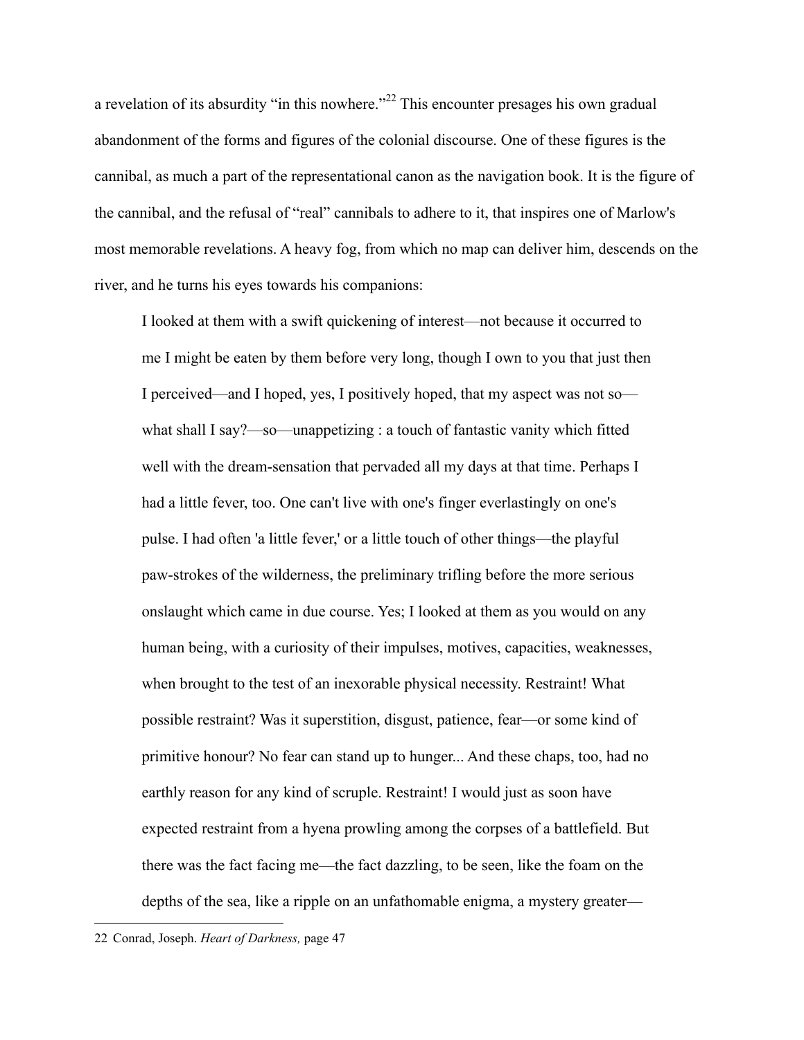a revelation of its absurdity "in this nowhere."[22] This encounter presages his own gradual abandonment of the forms and figures of the colonial discourse. One of these figures is the cannibal, as much a part of the representational canon as the navigation book. It is the figure of the cannibal, and the refusal of "real" cannibals to adhere to it, that inspires one of Marlow's most memorable revelations. A heavy fog, from which no map can deliver him, descends on the river, and he turns his eyes towards his companions:

> I looked at them with a swift quickening of interest—not because it occurred to me I might be eaten by them before very long, though I own to you that just then I perceived—and I hoped, yes, I positively hoped, that my aspect was not so—what shall I say?—so—unappetizing : a touch of fantastic vanity which fitted well with the dream-sensation that pervaded all my days at that time. Perhaps I had a little fever, too. One can't live with one's finger everlastingly on one's pulse. I had often 'a little fever,' or a little touch of other things—the playful paw-strokes of the wilderness, the preliminary trifling before the more serious onslaught which came in due course. Yes; I looked at them as you would on any human being, with a curiosity of their impulses, motives, capacities, weaknesses, when brought to the test of an inexorable physical necessity. Restraint! What possible restraint? Was it superstition, disgust, patience, fear—or some kind of primitive honour? No fear can stand up to hunger... And these chaps, too, had no earthly reason for any kind of scruple. Restraint! I would just as soon have expected restraint from a hyena prowling among the corpses of a battlefield. But there was the fact facing me—the fact dazzling, to be seen, like the foam on the depths of the sea, like a ripple on an unfathomable enigma, a mystery greater—

---

22 Conrad, Joseph. *Heart of Darkness,* page 47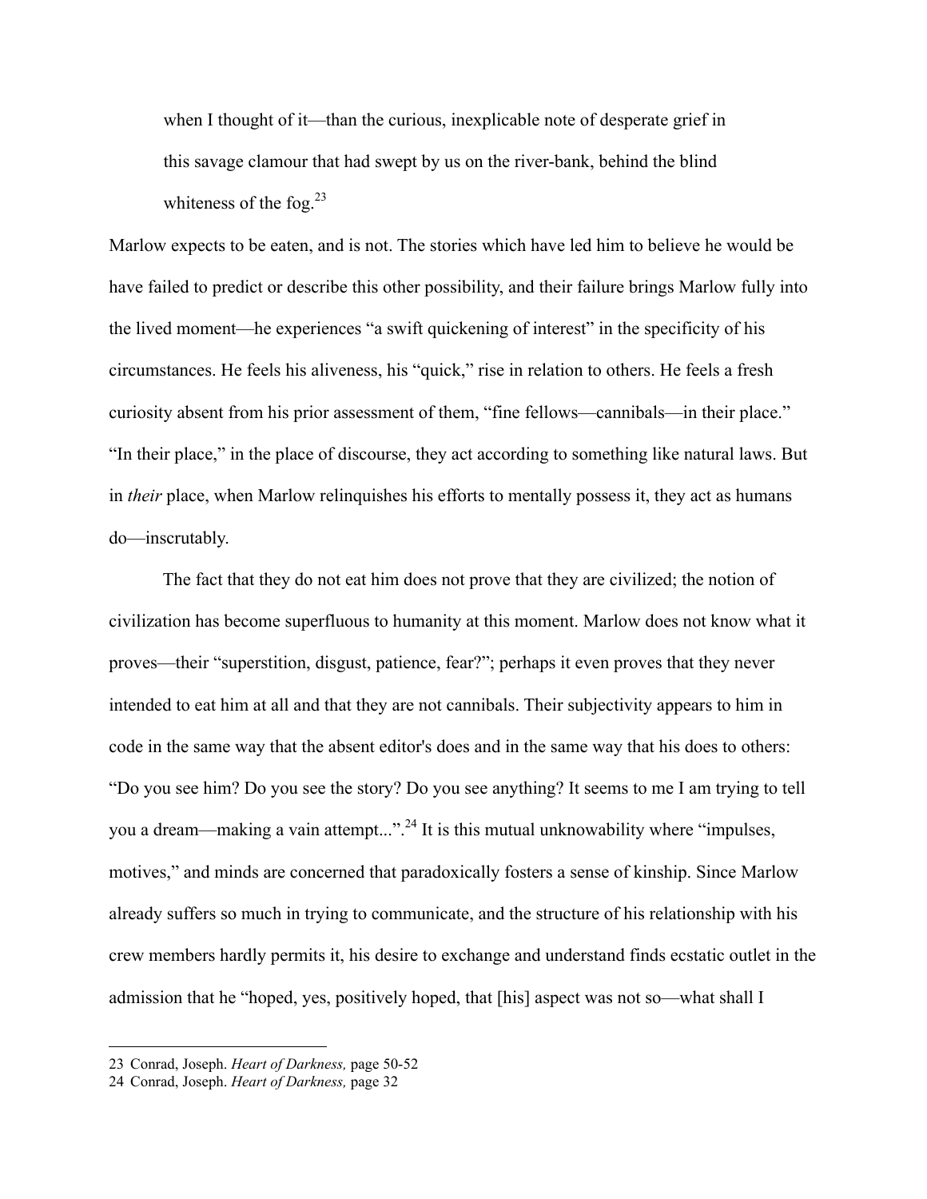> when I thought of it—than the curious, inexplicable note of desperate grief in this savage clamour that had swept by us on the river-bank, behind the blind whiteness of the fog.[23]

Marlow expects to be eaten, and is not. The stories which have led him to believe he would be have failed to predict or describe this other possibility, and their failure brings Marlow fully into the lived moment—he experiences "a swift quickening of interest" in the specificity of his circumstances. He feels his aliveness, his "quick," rise in relation to others. He feels a fresh curiosity absent from his prior assessment of them, "fine fellows—cannibals—in their place." "In their place," in the place of discourse, they act according to something like natural laws. But in *their* place, when Marlow relinquishes his efforts to mentally possess it, they act as humans do—inscrutably.

The fact that they do not eat him does not prove that they are civilized; the notion of civilization has become superfluous to humanity at this moment. Marlow does not know what it proves—their "superstition, disgust, patience, fear?"; perhaps it even proves that they never intended to eat him at all and that they are not cannibals. Their subjectivity appears to him in code in the same way that the absent editor's does and in the same way that his does to others: "Do you see him? Do you see the story? Do you see anything? It seems to me I am trying to tell you a dream—making a vain attempt...".[24] It is this mutual unknowability where "impulses, motives," and minds are concerned that paradoxically fosters a sense of kinship. Since Marlow already suffers so much in trying to communicate, and the structure of his relationship with his crew members hardly permits it, his desire to exchange and understand finds ecstatic outlet in the admission that he "hoped, yes, positively hoped, that [his] aspect was not so—what shall I

---

23 Conrad, Joseph. *Heart of Darkness,* page 50-52

24 Conrad, Joseph. *Heart of Darkness,* page 32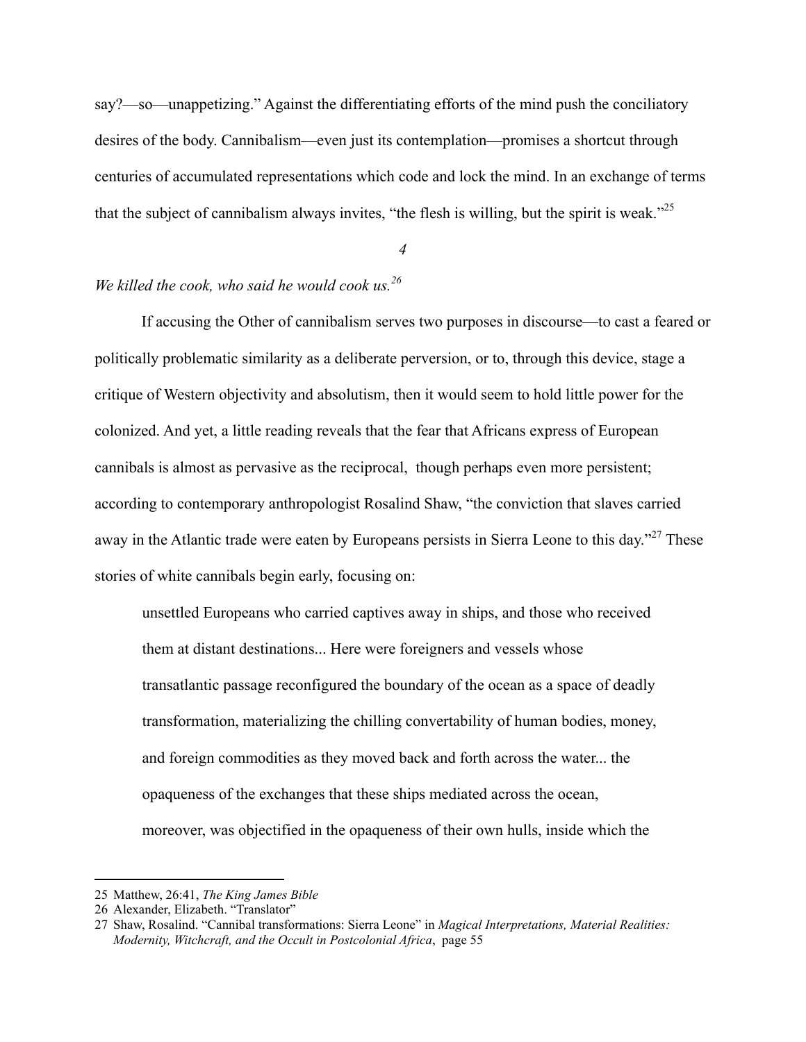say?—so—unappetizing." Against the differentiating efforts of the mind push the conciliatory desires of the body. Cannibalism—even just its contemplation—promises a shortcut through centuries of accumulated representations which code and lock the mind. In an exchange of terms that the subject of cannibalism always invites, "the flesh is willing, but the spirit is weak."[25]

*4*

*We killed the cook, who said he would cook us.*[26]

If accusing the Other of cannibalism serves two purposes in discourse—to cast a feared or politically problematic similarity as a deliberate perversion, or to, through this device, stage a critique of Western objectivity and absolutism, then it would seem to hold little power for the colonized. And yet, a little reading reveals that the fear that Africans express of European cannibals is almost as pervasive as the reciprocal, though perhaps even more persistent; according to contemporary anthropologist Rosalind Shaw, "the conviction that slaves carried away in the Atlantic trade were eaten by Europeans persists in Sierra Leone to this day."[27] These stories of white cannibals begin early, focusing on:

> unsettled Europeans who carried captives away in ships, and those who received them at distant destinations... Here were foreigners and vessels whose transatlantic passage reconfigured the boundary of the ocean as a space of deadly transformation, materializing the chilling convertability of human bodies, money, and foreign commodities as they moved back and forth across the water... the opaqueness of the exchanges that these ships mediated across the ocean, moreover, was objectified in the opaqueness of their own hulls, inside which the

---

25 Matthew, 26:41, *The King James Bible*

26 Alexander, Elizabeth. "Translator"

27 Shaw, Rosalind. "Cannibal transformations: Sierra Leone" in *Magical Interpretations, Material Realities: Modernity, Witchcraft, and the Occult in Postcolonial Africa*, page 55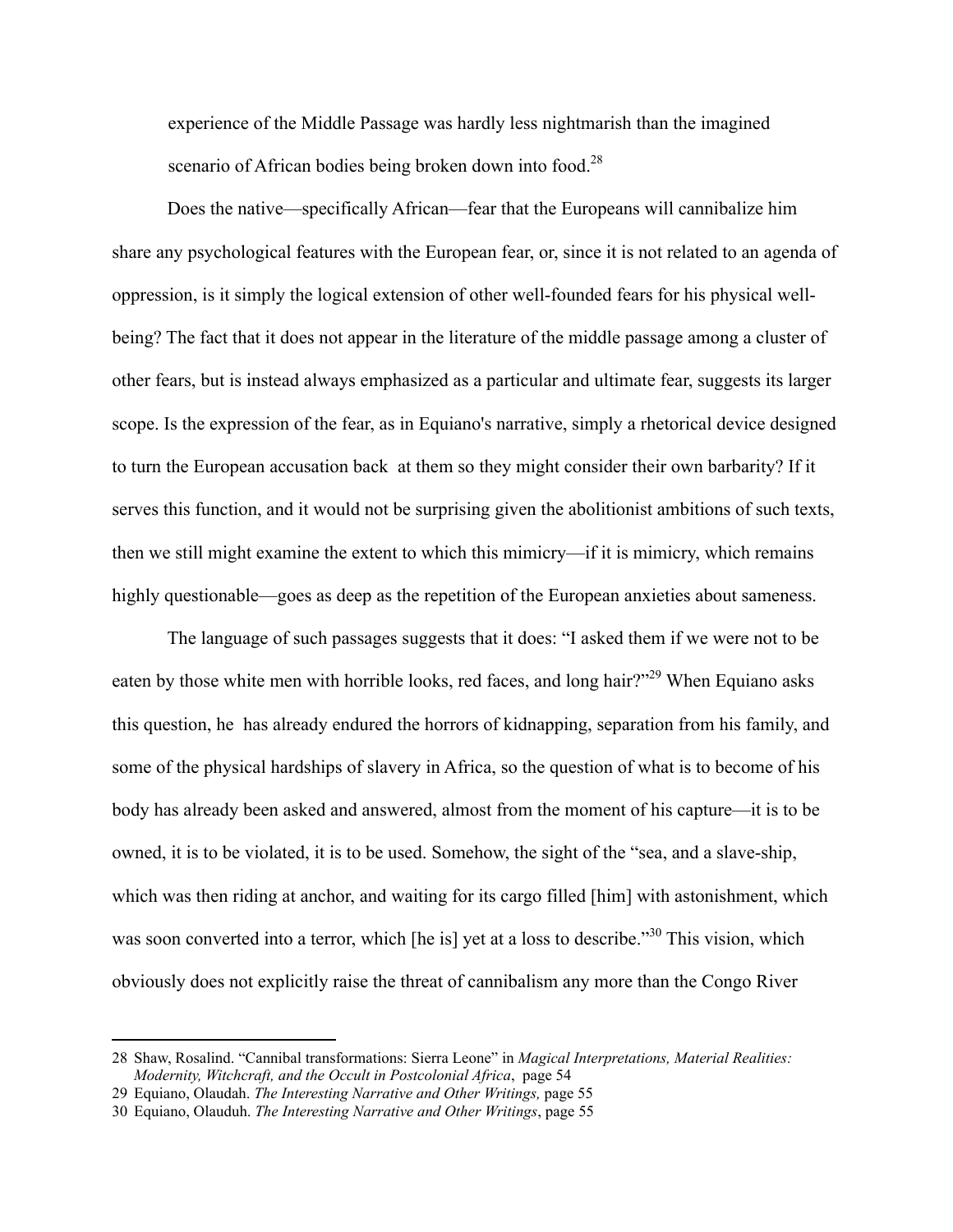experience of the Middle Passage was hardly less nightmarish than the imagined scenario of African bodies being broken down into food.[28]

Does the native—specifically African—fear that the Europeans will cannibalize him share any psychological features with the European fear, or, since it is not related to an agenda of oppression, is it simply the logical extension of other well-founded fears for his physical well-being? The fact that it does not appear in the literature of the middle passage among a cluster of other fears, but is instead always emphasized as a particular and ultimate fear, suggests its larger scope. Is the expression of the fear, as in Equiano's narrative, simply a rhetorical device designed to turn the European accusation back at them so they might consider their own barbarity? If it serves this function, and it would not be surprising given the abolitionist ambitions of such texts, then we still might examine the extent to which this mimicry—if it is mimicry, which remains highly questionable—goes as deep as the repetition of the European anxieties about sameness.

The language of such passages suggests that it does: "I asked them if we were not to be eaten by those white men with horrible looks, red faces, and long hair?"[29] When Equiano asks this question, he has already endured the horrors of kidnapping, separation from his family, and some of the physical hardships of slavery in Africa, so the question of what is to become of his body has already been asked and answered, almost from the moment of his capture—it is to be owned, it is to be violated, it is to be used. Somehow, the sight of the "sea, and a slave-ship, which was then riding at anchor, and waiting for its cargo filled [him] with astonishment, which was soon converted into a terror, which [he is] yet at a loss to describe."[30] This vision, which obviously does not explicitly raise the threat of cannibalism any more than the Congo River

---

28 Shaw, Rosalind. "Cannibal transformations: Sierra Leone" in *Magical Interpretations, Material Realities: Modernity, Witchcraft, and the Occult in Postcolonial Africa*, page 54

29 Equiano, Olaudah. *The Interesting Narrative and Other Writings,* page 55

30 Equiano, Olauduh. *The Interesting Narrative and Other Writings*, page 55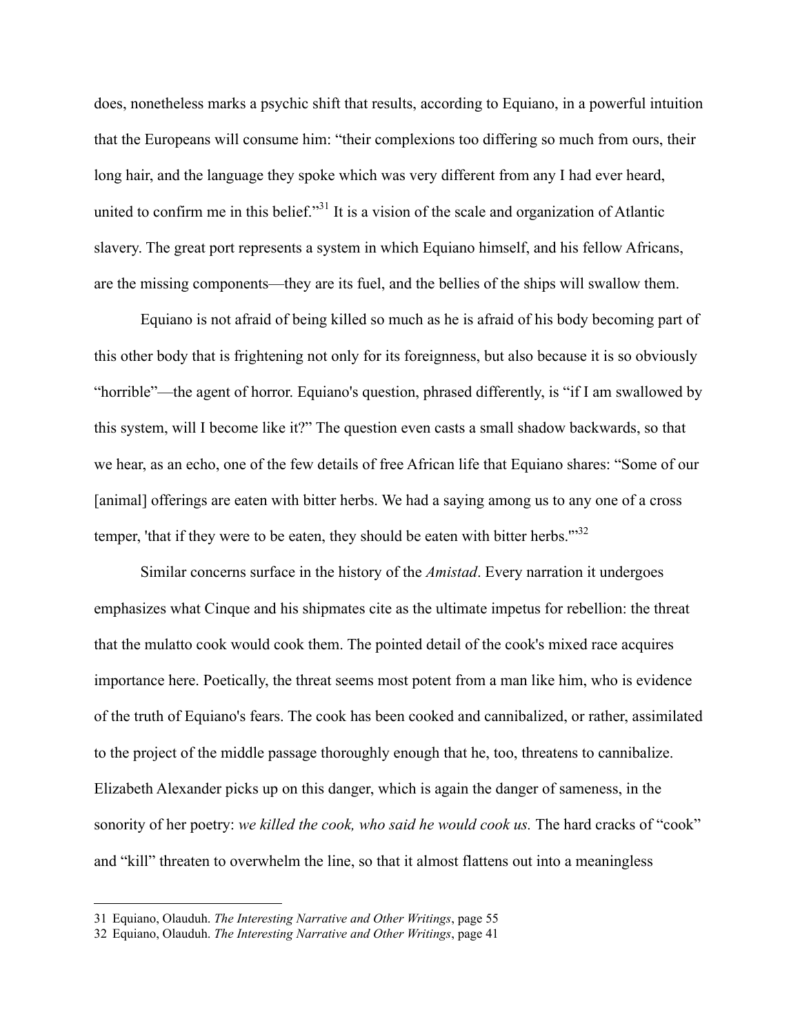does, nonetheless marks a psychic shift that results, according to Equiano, in a powerful intuition that the Europeans will consume him: "their complexions too differing so much from ours, their long hair, and the language they spoke which was very different from any I had ever heard, united to confirm me in this belief."[31] It is a vision of the scale and organization of Atlantic slavery. The great port represents a system in which Equiano himself, and his fellow Africans, are the missing components—they are its fuel, and the bellies of the ships will swallow them.

Equiano is not afraid of being killed so much as he is afraid of his body becoming part of this other body that is frightening not only for its foreignness, but also because it is so obviously "horrible"—the agent of horror. Equiano's question, phrased differently, is "if I am swallowed by this system, will I become like it?" The question even casts a small shadow backwards, so that we hear, as an echo, one of the few details of free African life that Equiano shares: "Some of our [animal] offerings are eaten with bitter herbs. We had a saying among us to any one of a cross temper, 'that if they were to be eaten, they should be eaten with bitter herbs.'"[32]

Similar concerns surface in the history of the *Amistad*. Every narration it undergoes emphasizes what Cinque and his shipmates cite as the ultimate impetus for rebellion: the threat that the mulatto cook would cook them. The pointed detail of the cook's mixed race acquires importance here. Poetically, the threat seems most potent from a man like him, who is evidence of the truth of Equiano's fears. The cook has been cooked and cannibalized, or rather, assimilated to the project of the middle passage thoroughly enough that he, too, threatens to cannibalize. Elizabeth Alexander picks up on this danger, which is again the danger of sameness, in the sonority of her poetry: *we killed the cook, who said he would cook us.* The hard cracks of "cook" and "kill" threaten to overwhelm the line, so that it almost flattens out into a meaningless

---

31 Equiano, Olauduh. *The Interesting Narrative and Other Writings*, page 55

32 Equiano, Olauduh. *The Interesting Narrative and Other Writings*, page 41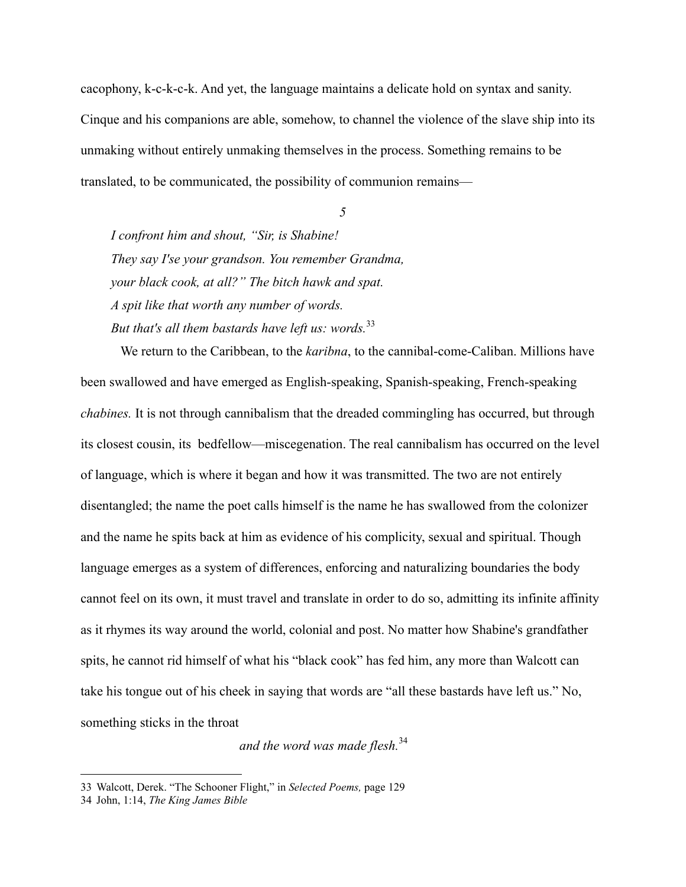cacophony, k-c-k-c-k. And yet, the language maintains a delicate hold on syntax and sanity. Cinque and his companions are able, somehow, to channel the violence of the slave ship into its unmaking without entirely unmaking themselves in the process. Something remains to be translated, to be communicated, the possibility of communion remains—

*5*

> *I confront him and shout, "Sir, is Shabine!*
> *They say I'se your grandson. You remember Grandma,*
> *your black cook, at all?" The bitch hawk and spat.*
> *A spit like that worth any number of words.*
> *But that's all them bastards have left us: words.*[33]

We return to the Caribbean, to the *karibna*, to the cannibal-come-Caliban. Millions have been swallowed and have emerged as English-speaking, Spanish-speaking, French-speaking *chabines.* It is not through cannibalism that the dreaded commingling has occurred, but through its closest cousin, its bedfellow—miscegenation. The real cannibalism has occurred on the level of language, which is where it began and how it was transmitted. The two are not entirely disentangled; the name the poet calls himself is the name he has swallowed from the colonizer and the name he spits back at him as evidence of his complicity, sexual and spiritual. Though language emerges as a system of differences, enforcing and naturalizing boundaries the body cannot feel on its own, it must travel and translate in order to do so, admitting its infinite affinity as it rhymes its way around the world, colonial and post. No matter how Shabine's grandfather spits, he cannot rid himself of what his "black cook" has fed him, any more than Walcott can take his tongue out of his cheek in saying that words are "all these bastards have left us." No, something sticks in the throat

*and the word was made flesh.*[34]

---

33 Walcott, Derek. "The Schooner Flight," in *Selected Poems,* page 129

34 John, 1:14, *The King James Bible*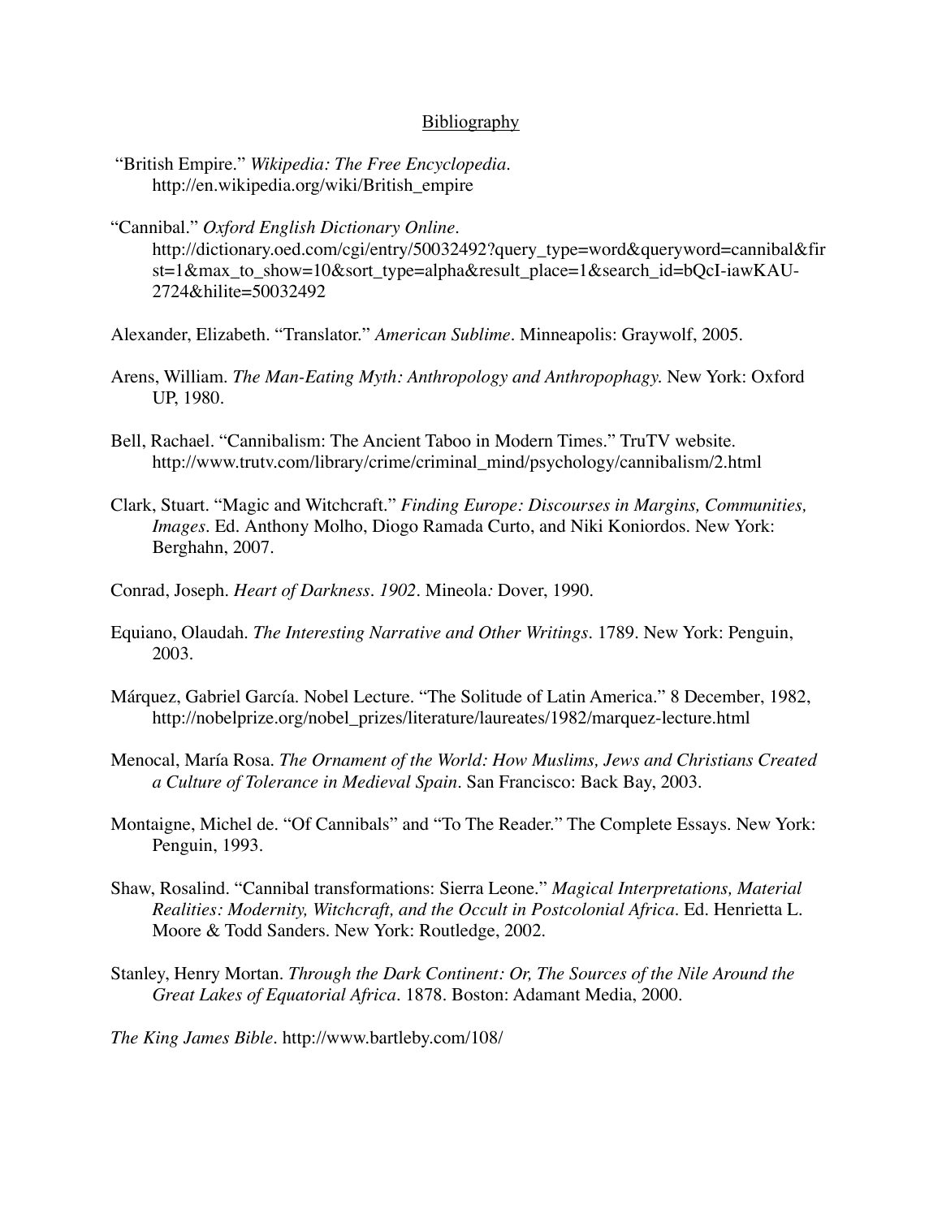## Bibliography

"British Empire." *Wikipedia: The Free Encyclopedia*. http://en.wikipedia.org/wiki/British_empire

"Cannibal." *Oxford English Dictionary Online*. http://dictionary.oed.com/cgi/entry/50032492?query_type=word&queryword=cannibal&first=1&max_to_show=10&sort_type=alpha&result_place=1&search_id=bQcI-iawKAU-2724&hilite=50032492

Alexander, Elizabeth. "Translator." *American Sublime*. Minneapolis: Graywolf, 2005.

Arens, William. *The Man-Eating Myth: Anthropology and Anthropophagy.* New York: Oxford UP, 1980.

Bell, Rachael. "Cannibalism: The Ancient Taboo in Modern Times." TruTV website. http://www.trutv.com/library/crime/criminal_mind/psychology/cannibalism/2.html

Clark, Stuart. "Magic and Witchcraft." *Finding Europe: Discourses in Margins, Communities, Images*. Ed. Anthony Molho, Diogo Ramada Curto, and Niki Koniordos. New York: Berghahn, 2007.

Conrad, Joseph. *Heart of Darkness*. *1902*. Mineola*:* Dover, 1990.

Equiano, Olaudah. *The Interesting Narrative and Other Writings*. 1789. New York: Penguin, 2003.

Márquez, Gabriel García. Nobel Lecture. "The Solitude of Latin America." 8 December, 1982, http://nobelprize.org/nobel_prizes/literature/laureates/1982/marquez-lecture.html

Menocal, María Rosa. *The Ornament of the World: How Muslims, Jews and Christians Created a Culture of Tolerance in Medieval Spain*. San Francisco: Back Bay, 2003.

Montaigne, Michel de. "Of Cannibals" and "To The Reader." The Complete Essays. New York: Penguin, 1993.

Shaw, Rosalind. "Cannibal transformations: Sierra Leone." *Magical Interpretations, Material Realities: Modernity, Witchcraft, and the Occult in Postcolonial Africa*. Ed. Henrietta L. Moore & Todd Sanders. New York: Routledge, 2002.

Stanley, Henry Mortan. *Through the Dark Continent: Or, The Sources of the Nile Around the Great Lakes of Equatorial Africa*. 1878. Boston: Adamant Media, 2000.

*The King James Bible*. http://www.bartleby.com/108/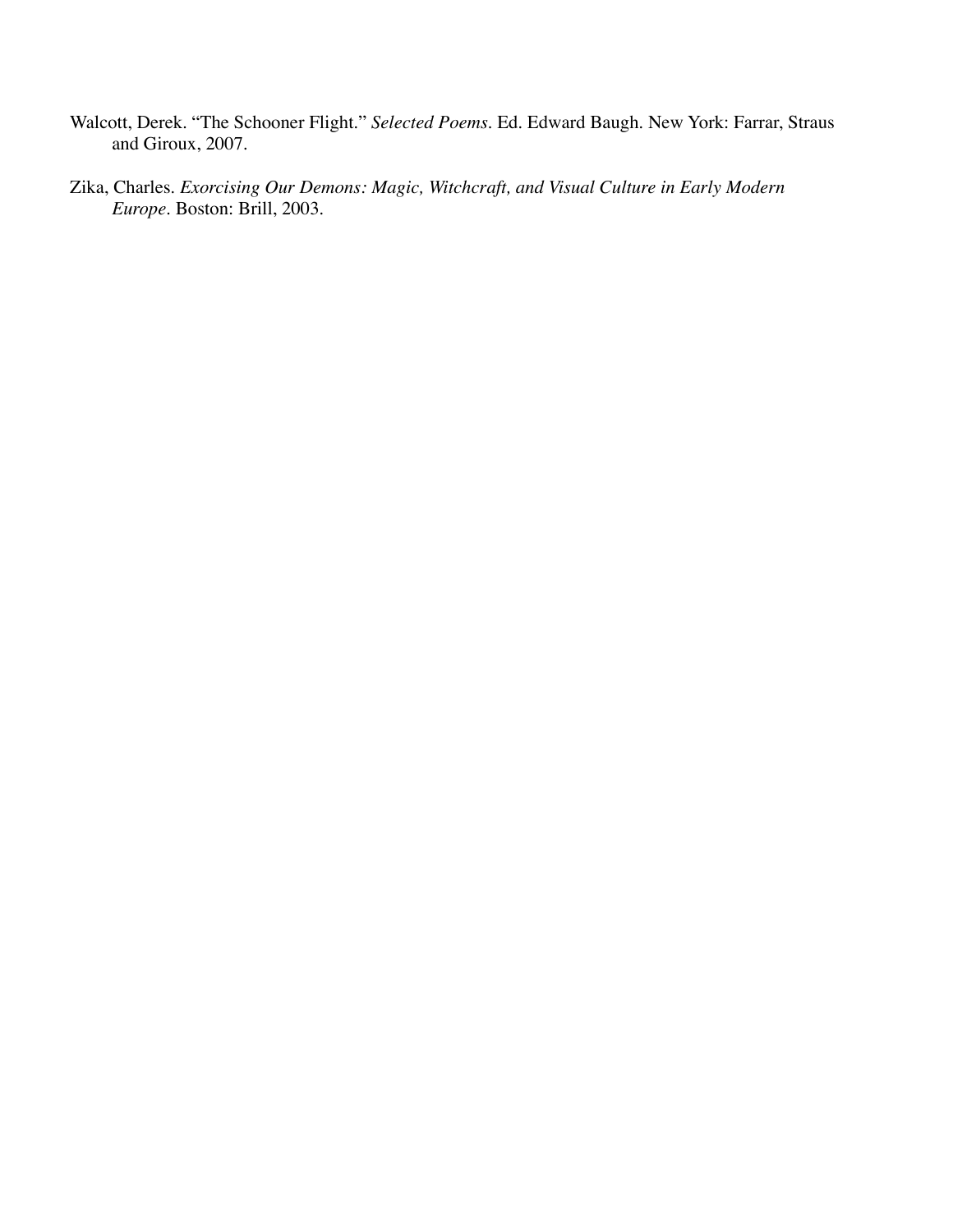Walcott, Derek. "The Schooner Flight." *Selected Poems*. Ed. Edward Baugh. New York: Farrar, Straus and Giroux, 2007.

Zika, Charles. *Exorcising Our Demons: Magic, Witchcraft, and Visual Culture in Early Modern Europe*. Boston: Brill, 2003.